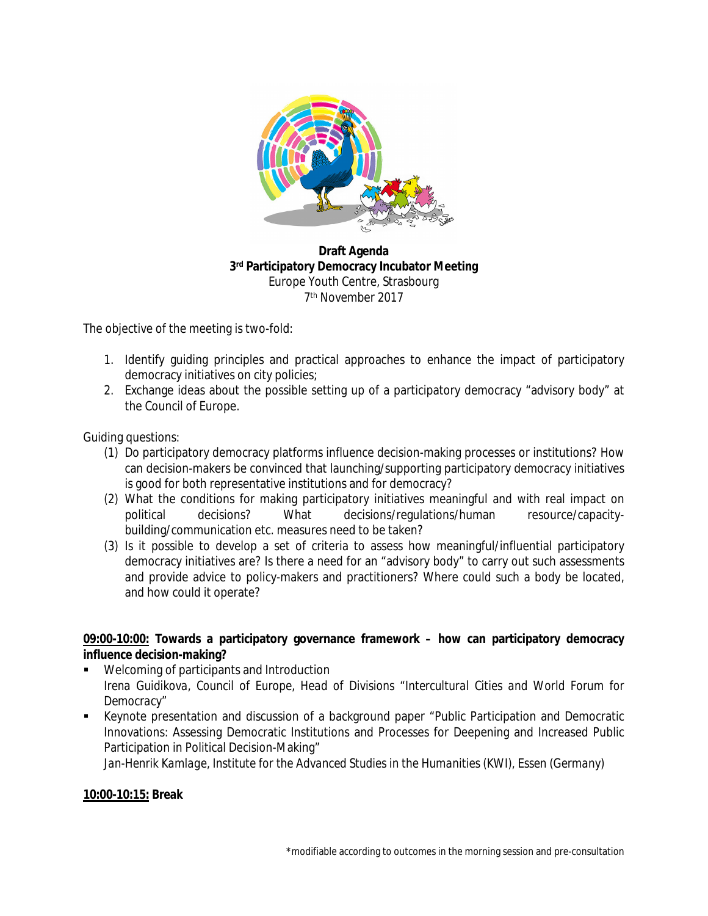**Draft Agenda**
**3rd Participatory Democracy Incubator Meeting**
Europe Youth Centre, Strasbourg
7th November 2017

The objective of the meeting is two-fold:

1. Identify guiding principles and practical approaches to enhance the impact of participatory democracy initiatives on city policies;
2. Exchange ideas about the possible setting up of a participatory democracy "advisory body" at the Council of Europe.

Guiding questions:

(1) Do participatory democracy platforms influence decision-making processes or institutions? How can decision-makers be convinced that launching/supporting participatory democracy initiatives is good for both representative institutions and for democracy?
(2) What the conditions for making participatory initiatives meaningful and with real impact on political decisions? What decisions/regulations/human resource/capacity-building/communication etc. measures need to be taken?
(3) Is it possible to develop a set of criteria to assess how meaningful/influential participatory democracy initiatives are? Is there a need for an "advisory body" to carry out such assessments and provide advice to policy-makers and practitioners? Where could such a body be located, and how could it operate?

**09:00-10:00: Towards a participatory governance framework – how can participatory democracy influence decision-making?**

- Welcoming of participants and Introduction
  *Irena Guidikova, Council of Europe, Head of Divisions "Intercultural Cities and World Forum for Democracy"*
- Keynote presentation and discussion of a background paper "Public Participation and Democratic Innovations: Assessing Democratic Institutions and Processes for Deepening and Increased Public Participation in Political Decision-Making"
  *Jan-Henrik Kamlage, Institute for the Advanced Studies in the Humanities (KWI), Essen (Germany)*

**10:00-10:15: Break**

*modifiable according to outcomes in the morning session and pre-consultation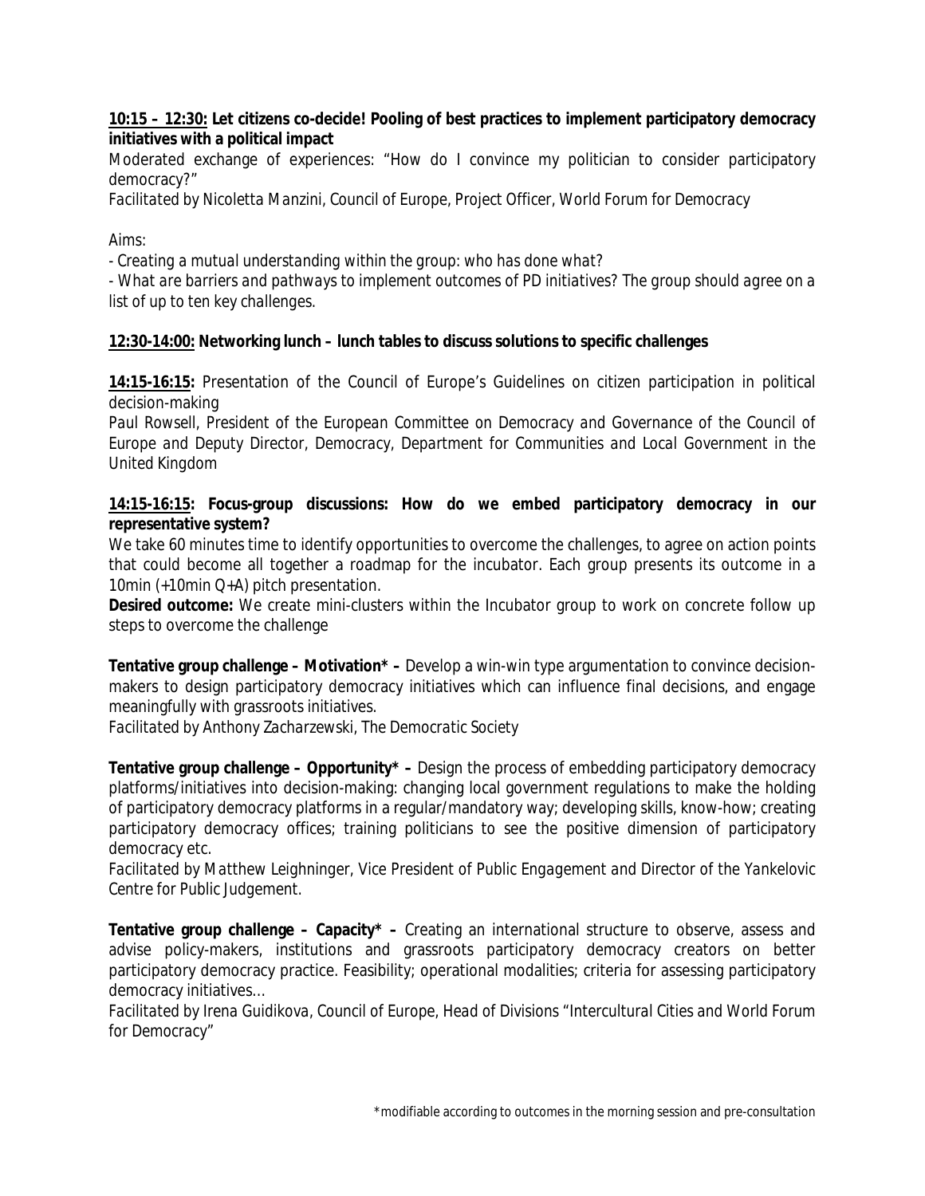**<u>10:15 – 12:30:</u> Let citizens co-decide! Pooling of best practices to implement participatory democracy initiatives with a political impact**

Moderated exchange of experiences: "How do I convince my politician to consider participatory democracy?"

*Facilitated by Nicoletta Manzini, Council of Europe, Project Officer, World Forum for Democracy*

Aims:

- *Creating a mutual understanding within the group: who has done what?*
- *What are barriers and pathways to implement outcomes of PD initiatives? The group should agree on a list of up to ten key challenges.*

**<u>12:30-14:00:</u> Networking lunch – lunch tables to discuss solutions to specific challenges**

**<u>14:15-16:15:</u>** Presentation of the Council of Europe's Guidelines on citizen participation in political decision-making

*Paul Rowsell, President of the European Committee on Democracy and Governance of the Council of Europe and Deputy Director, Democracy, Department for Communities and Local Government in the United Kingdom*

**<u>14:15-16:15</u>: Focus-group discussions: How do we embed participatory democracy in our representative system?**

We take 60 minutes time to identify opportunities to overcome the challenges, to agree on action points that could become all together a roadmap for the incubator. Each group presents its outcome in a 10min (+10min Q+A) pitch presentation.

**Desired outcome:** We create mini-clusters within the Incubator group to work on concrete follow up steps to overcome the challenge

**Tentative group challenge – Motivation* –** Develop a win-win type argumentation to convince decision-makers to design participatory democracy initiatives which can influence final decisions, and engage meaningfully with grassroots initiatives.

*Facilitated by Anthony Zacharzewski, The Democratic Society*

**Tentative group challenge – Opportunity* –** Design the process of embedding participatory democracy platforms/initiatives into decision-making: changing local government regulations to make the holding of participatory democracy platforms in a regular/mandatory way; developing skills, know-how; creating participatory democracy offices; training politicians to see the positive dimension of participatory democracy etc.

*Facilitated by Matthew Leighninger, Vice President of Public Engagement and Director of the Yankelovic Centre for Public Judgement.*

**Tentative group challenge – Capacity* –** Creating an international structure to observe, assess and advise policy-makers, institutions and grassroots participatory democracy creators on better participatory democracy practice. Feasibility; operational modalities; criteria for assessing participatory democracy initiatives…

*Facilitated by Irena Guidikova, Council of Europe, Head of Divisions "Intercultural Cities and World Forum for Democracy"*

*modifiable according to outcomes in the morning session and pre-consultation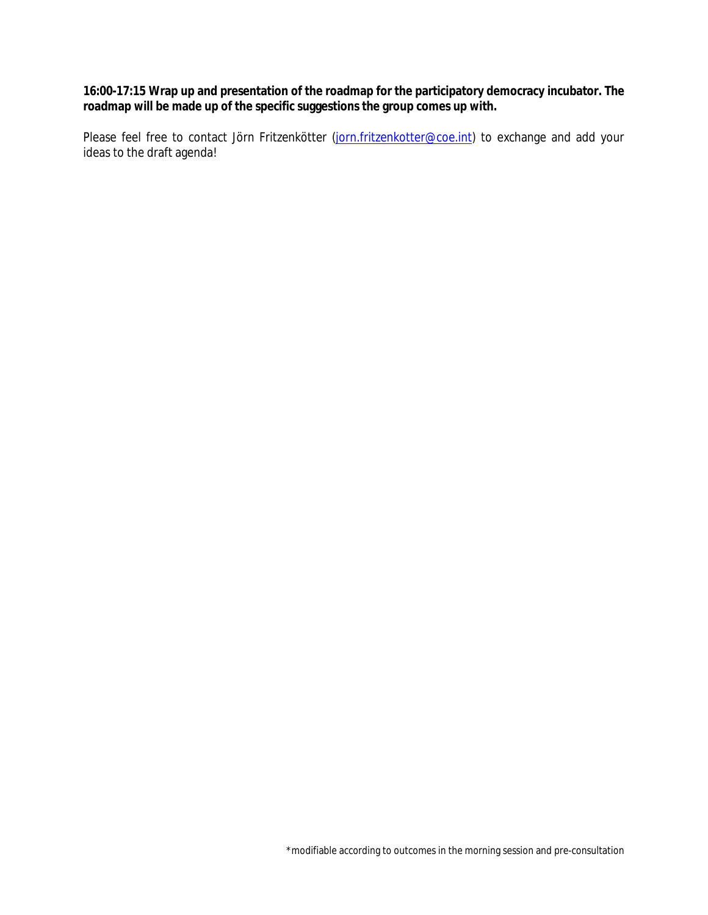**16:00-17:15 Wrap up and presentation of the roadmap for the participatory democracy incubator. The roadmap will be made up of the specific suggestions the group comes up with.**

Please feel free to contact Jörn Fritzenkötter (jorn.fritzenkotter@coe.int) to exchange and add your ideas to the draft agenda!

*modifiable according to outcomes in the morning session and pre-consultation